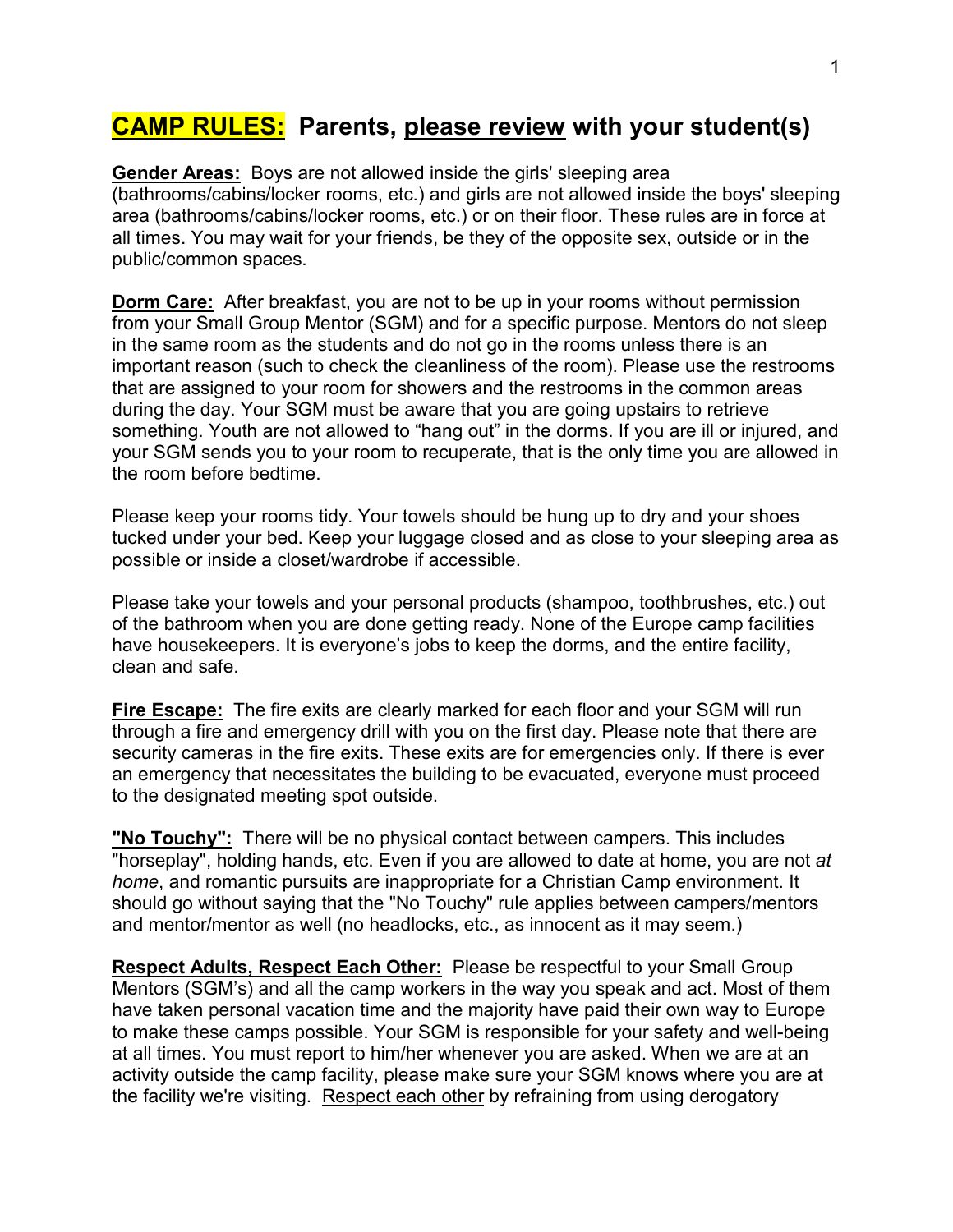# **CAMP RULES:** Parents, please review with your student(s)

**Gender Areas:** Boys are not allowed inside the girls' sleeping area (bathrooms/cabins/locker rooms, etc.) and girls are not allowed inside the boys' sleeping area (bathrooms/cabins/locker rooms, etc.) or on their floor. These rules are in force at all times. You may wait for your friends, be they of the opposite sex, outside or in the public/common spaces.

**Dorm Care:** After breakfast, you are not to be up in your rooms without permission from your Small Group Mentor (SGM) and for a specific purpose. Mentors do not sleep in the same room as the students and do not go in the rooms unless there is an important reason (such to check the cleanliness of the room). Please use the restrooms that are assigned to your room for showers and the restrooms in the common areas during the day. Your SGM must be aware that you are going upstairs to retrieve something. Youth are not allowed to "hang out" in the dorms. If you are ill or injured, and your SGM sends you to your room to recuperate, that is the only time you are allowed in the room before bedtime.

Please keep your rooms tidy. Your towels should be hung up to dry and your shoes tucked under your bed. Keep your luggage closed and as close to your sleeping area as possible or inside a closet/wardrobe if accessible.

Please take your towels and your personal products (shampoo, toothbrushes, etc.) out of the bathroom when you are done getting ready. None of the Europe camp facilities have housekeepers. It is everyone's jobs to keep the dorms, and the entire facility, clean and safe.

**Fire Escape:** The fire exits are clearly marked for each floor and your SGM will run through a fire and emergency drill with you on the first day. Please note that there are security cameras in the fire exits. These exits are for emergencies only. If there is ever an emergency that necessitates the building to be evacuated, everyone must proceed to the designated meeting spot outside.

**"No Touchy":** There will be no physical contact between campers. This includes "horseplay", holding hands, etc. Even if you are allowed to date at home, you are not *at home*, and romantic pursuits are inappropriate for a Christian Camp environment. It should go without saying that the "No Touchy" rule applies between campers/mentors and mentor/mentor as well (no headlocks, etc., as innocent as it may seem.)

**Respect Adults, Respect Each Other:** Please be respectful to your Small Group Mentors (SGM's) and all the camp workers in the way you speak and act. Most of them have taken personal vacation time and the majority have paid their own way to Europe to make these camps possible. Your SGM is responsible for your safety and well-being at all times. You must report to him/her whenever you are asked. When we are at an activity outside the camp facility, please make sure your SGM knows where you are at the facility we're visiting. Respect each other by refraining from using derogatory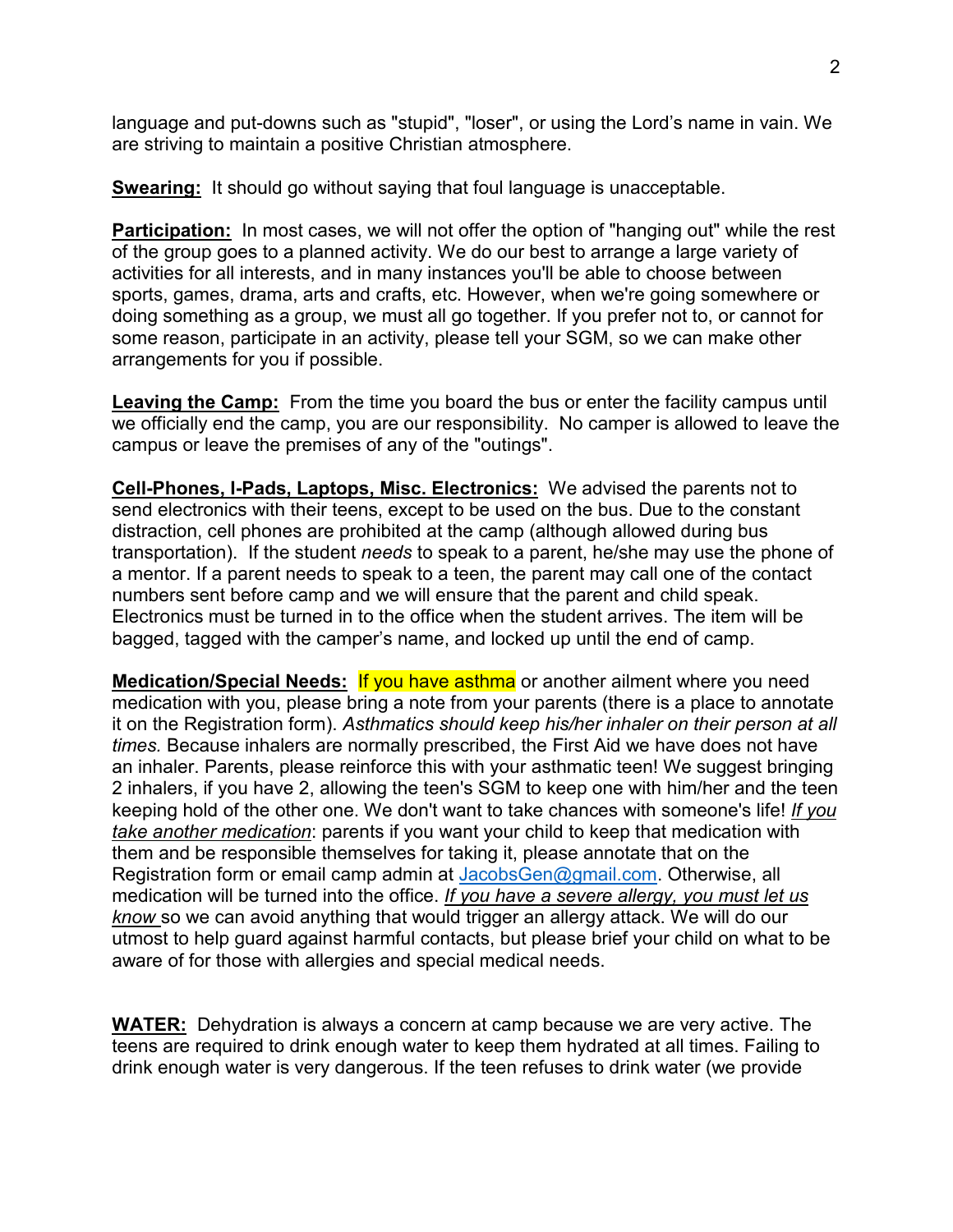language and put-downs such as "stupid", "loser", or using the Lord's name in vain. We are striving to maintain a positive Christian atmosphere.

**Swearing:** It should go without saying that foul language is unacceptable.

**Participation:** In most cases, we will not offer the option of "hanging out" while the rest of the group goes to a planned activity. We do our best to arrange a large variety of activities for all interests, and in many instances you'll be able to choose between sports, games, drama, arts and crafts, etc. However, when we're going somewhere or doing something as a group, we must all go together. If you prefer not to, or cannot for some reason, participate in an activity, please tell your SGM, so we can make other arrangements for you if possible.

**Leaving the Camp:** From the time you board the bus or enter the facility campus until we officially end the camp, you are our responsibility. No camper is allowed to leave the campus or leave the premises of any of the "outings".

**Cell-Phones, I-Pads, Laptops, Misc. Electronics:** We advised the parents not to send electronics with their teens, except to be used on the bus. Due to the constant distraction, cell phones are prohibited at the camp (although allowed during bus transportation). If the student *needs* to speak to a parent, he/she may use the phone of a mentor. If a parent needs to speak to a teen, the parent may call one of the contact numbers sent before camp and we will ensure that the parent and child speak. Electronics must be turned in to the office when the student arrives. The item will be bagged, tagged with the camper's name, and locked up until the end of camp.

**Medication/Special Needs:** If you have asthma or another ailment where you need medication with you, please bring a note from your parents (there is a place to annotate it on the Registration form). *Asthmatics should keep his/her inhaler on their person at all times.* Because inhalers are normally prescribed, the First Aid we have does not have an inhaler. Parents, please reinforce this with your asthmatic teen! We suggest bringing 2 inhalers, if you have 2, allowing the teen's SGM to keep one with him/her and the teen keeping hold of the other one. We don't want to take chances with someone's life! *If you take another medication*: parents if you want your child to keep that medication with them and be responsible themselves for taking it, please annotate that on the Registration form or email camp admin at JacobsGen@gmail.com. Otherwise, all medication will be turned into the office. *If you have a severe allergy, you must let us know* so we can avoid anything that would trigger an allergy attack. We will do our utmost to help guard against harmful contacts, but please brief your child on what to be aware of for those with allergies and special medical needs.

**WATER:** Dehydration is always a concern at camp because we are very active. The teens are required to drink enough water to keep them hydrated at all times. Failing to drink enough water is very dangerous. If the teen refuses to drink water (we provide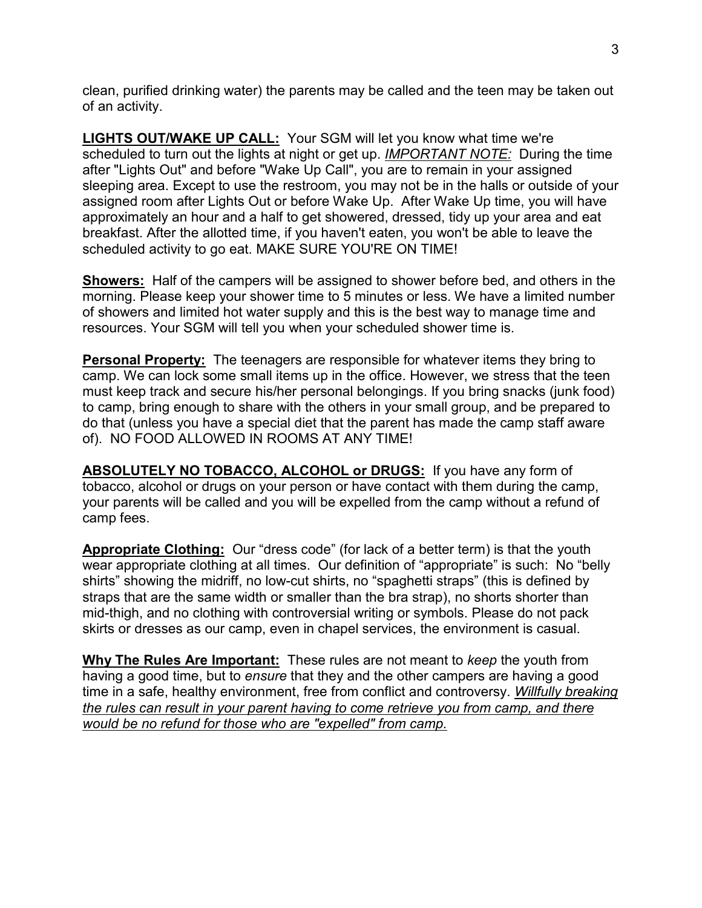clean, purified drinking water) the parents may be called and the teen may be taken out of an activity.

**LIGHTS OUT/WAKE UP CALL:** Your SGM will let you know what time we're scheduled to turn out the lights at night or get up. ***IMPORTANT NOTE:*** During the time after "Lights Out" and before "Wake Up Call", you are to remain in your assigned sleeping area. Except to use the restroom, you may not be in the halls or outside of your assigned room after Lights Out or before Wake Up. After Wake Up time, you will have approximately an hour and a half to get showered, dressed, tidy up your area and eat breakfast. After the allotted time, if you haven't eaten, you won't be able to leave the scheduled activity to go eat. MAKE SURE YOU'RE ON TIME!

**Showers:** Half of the campers will be assigned to shower before bed, and others in the morning. Please keep your shower time to 5 minutes or less. We have a limited number of showers and limited hot water supply and this is the best way to manage time and resources. Your SGM will tell you when your scheduled shower time is.

**Personal Property:** The teenagers are responsible for whatever items they bring to camp. We can lock some small items up in the office. However, we stress that the teen must keep track and secure his/her personal belongings. If you bring snacks (junk food) to camp, bring enough to share with the others in your small group, and be prepared to do that (unless you have a special diet that the parent has made the camp staff aware of). NO FOOD ALLOWED IN ROOMS AT ANY TIME!

**ABSOLUTELY NO TOBACCO, ALCOHOL or DRUGS:** If you have any form of tobacco, alcohol or drugs on your person or have contact with them during the camp, your parents will be called and you will be expelled from the camp without a refund of camp fees.

**Appropriate Clothing:** Our "dress code" (for lack of a better term) is that the youth wear appropriate clothing at all times. Our definition of "appropriate" is such: No "belly shirts" showing the midriff, no low-cut shirts, no "spaghetti straps" (this is defined by straps that are the same width or smaller than the bra strap), no shorts shorter than mid-thigh, and no clothing with controversial writing or symbols. Please do not pack skirts or dresses as our camp, even in chapel services, the environment is casual.

**Why The Rules Are Important:** These rules are not meant to *keep* the youth from having a good time, but to *ensure* that they and the other campers are having a good time in a safe, healthy environment, free from conflict and controversy. *Willfully breaking the rules can result in your parent having to come retrieve you from camp, and there would be no refund for those who are "expelled" from camp.*